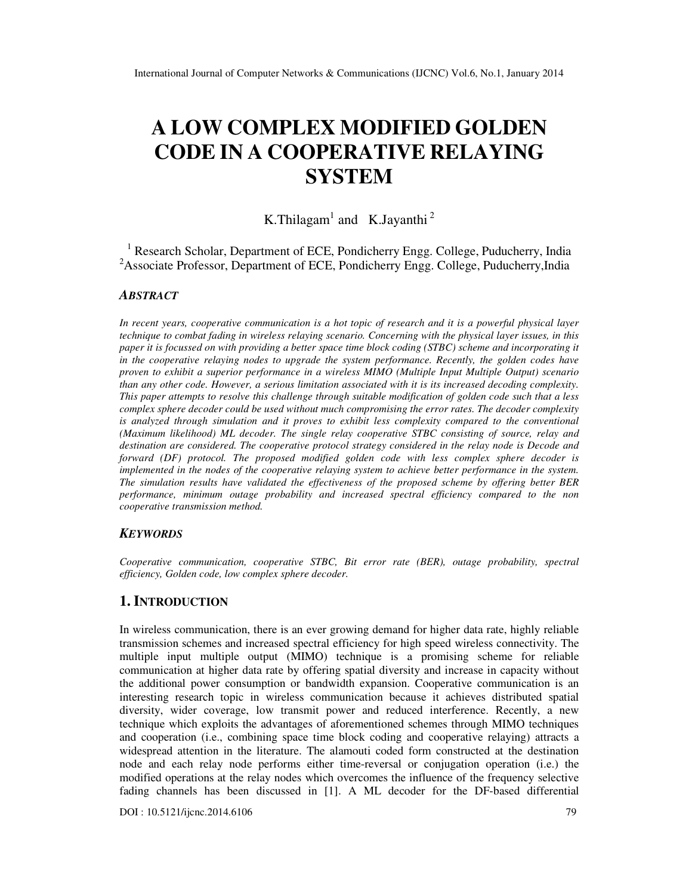# A LOW COMPLEX MODIFIED GOLDEN CODE IN A COOPERATIVE RELAYING SYSTEM

K.Thilagam[1] and K.Jayanthi[2]

[1] Research Scholar, Department of ECE, Pondicherry Engg. College, Puducherry, India
[2]Associate Professor, Department of ECE, Pondicherry Engg. College, Puducherry,India

## ABSTRACT

*In recent years, cooperative communication is a hot topic of research and it is a powerful physical layer technique to combat fading in wireless relaying scenario. Concerning with the physical layer issues, in this paper it is focussed on with providing a better space time block coding (STBC) scheme and incorporating it in the cooperative relaying nodes to upgrade the system performance. Recently, the golden codes have proven to exhibit a superior performance in a wireless MIMO (Multiple Input Multiple Output) scenario than any other code. However, a serious limitation associated with it is its increased decoding complexity. This paper attempts to resolve this challenge through suitable modification of golden code such that a less complex sphere decoder could be used without much compromising the error rates. The decoder complexity is analyzed through simulation and it proves to exhibit less complexity compared to the conventional (Maximum likelihood) ML decoder. The single relay cooperative STBC consisting of source, relay and destination are considered. The cooperative protocol strategy considered in the relay node is Decode and forward (DF) protocol. The proposed modified golden code with less complex sphere decoder is implemented in the nodes of the cooperative relaying system to achieve better performance in the system. The simulation results have validated the effectiveness of the proposed scheme by offering better BER performance, minimum outage probability and increased spectral efficiency compared to the non cooperative transmission method.*

## KEYWORDS

*Cooperative communication, cooperative STBC, Bit error rate (BER), outage probability, spectral efficiency, Golden code, low complex sphere decoder.*

## 1. INTRODUCTION

In wireless communication, there is an ever growing demand for higher data rate, highly reliable transmission schemes and increased spectral efficiency for high speed wireless connectivity. The multiple input multiple output (MIMO) technique is a promising scheme for reliable communication at higher data rate by offering spatial diversity and increase in capacity without the additional power consumption or bandwidth expansion. Cooperative communication is an interesting research topic in wireless communication because it achieves distributed spatial diversity, wider coverage, low transmit power and reduced interference. Recently, a new technique which exploits the advantages of aforementioned schemes through MIMO techniques and cooperation (i.e., combining space time block coding and cooperative relaying) attracts a widespread attention in the literature. The alamouti coded form constructed at the destination node and each relay node performs either time-reversal or conjugation operation (i.e.) the modified operations at the relay nodes which overcomes the influence of the frequency selective fading channels has been discussed in [1]. A ML decoder for the DF-based differential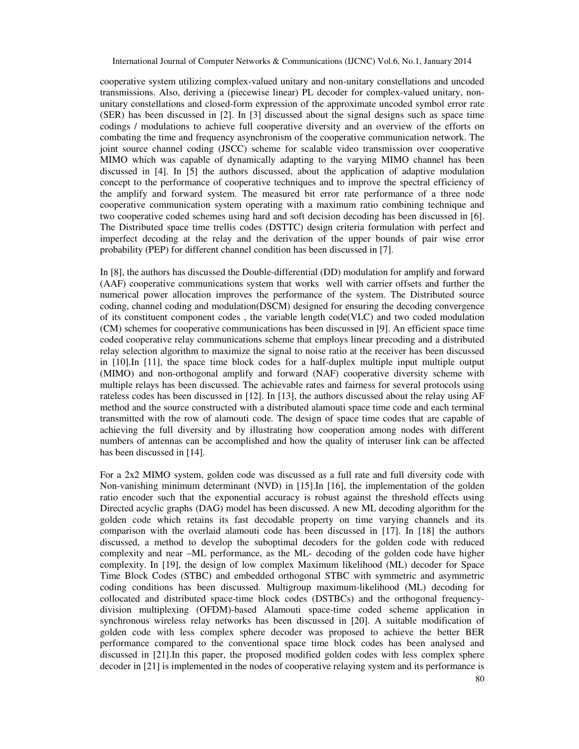cooperative system utilizing complex-valued unitary and non-unitary constellations and uncoded transmissions. Also, deriving a (piecewise linear) PL decoder for complex-valued unitary, non-unitary constellations and closed-form expression of the approximate uncoded symbol error rate (SER) has been discussed in [2]. In [3] discussed about the signal designs such as space time codings / modulations to achieve full cooperative diversity and an overview of the efforts on combating the time and frequency asynchronism of the cooperative communication network. The joint source channel coding (JSCC) scheme for scalable video transmission over cooperative MIMO which was capable of dynamically adapting to the varying MIMO channel has been discussed in [4]. In [5] the authors discussed, about the application of adaptive modulation concept to the performance of cooperative techniques and to improve the spectral efficiency of the amplify and forward system. The measured bit error rate performance of a three node cooperative communication system operating with a maximum ratio combining technique and two cooperative coded schemes using hard and soft decision decoding has been discussed in [6]. The Distributed space time trellis codes (DSTTC) design criteria formulation with perfect and imperfect decoding at the relay and the derivation of the upper bounds of pair wise error probability (PEP) for different channel condition has been discussed in [7].

In [8], the authors has discussed the Double-differential (DD) modulation for amplify and forward (AAF) cooperative communications system that works well with carrier offsets and further the numerical power allocation improves the performance of the system. The Distributed source coding, channel coding and modulation(DSCM) designed for ensuring the decoding convergence of its constituent component codes , the variable length code(VLC) and two coded modulation (CM) schemes for cooperative communications has been discussed in [9]. An efficient space time coded cooperative relay communications scheme that employs linear precoding and a distributed relay selection algorithm to maximize the signal to noise ratio at the receiver has been discussed in [10].In [11], the space time block codes for a half-duplex multiple input multiple output (MIMO) and non-orthogonal amplify and forward (NAF) cooperative diversity scheme with multiple relays has been discussed. The achievable rates and fairness for several protocols using rateless codes has been discussed in [12]. In [13], the authors discussed about the relay using AF method and the source constructed with a distributed alamouti space time code and each terminal transmitted with the row of alamouti code. The design of space time codes that are capable of achieving the full diversity and by illustrating how cooperation among nodes with different numbers of antennas can be accomplished and how the quality of interuser link can be affected has been discussed in [14].

For a 2x2 MIMO system, golden code was discussed as a full rate and full diversity code with Non-vanishing minimum determinant (NVD) in [15].In [16], the implementation of the golden ratio encoder such that the exponential accuracy is robust against the threshold effects using Directed acyclic graphs (DAG) model has been discussed. A new ML decoding algorithm for the golden code which retains its fast decodable property on time varying channels and its comparison with the overlaid alamouti code has been discussed in [17]. In [18] the authors discussed, a method to develop the suboptimal decoders for the golden code with reduced complexity and near –ML performance, as the ML- decoding of the golden code have higher complexity. In [19], the design of low complex Maximum likelihood (ML) decoder for Space Time Block Codes (STBC) and embedded orthogonal STBC with symmetric and asymmetric coding conditions has been discussed. Multigroup maximum-likelihood (ML) decoding for collocated and distributed space-time block codes (DSTBCs) and the orthogonal frequency-division multiplexing (OFDM)-based Alamouti space-time coded scheme application in synchronous wireless relay networks has been discussed in [20]. A suitable modification of golden code with less complex sphere decoder was proposed to achieve the better BER performance compared to the conventional space time block codes has been analysed and discussed in [21].In this paper, the proposed modified golden codes with less complex sphere decoder in [21] is implemented in the nodes of cooperative relaying system and its performance is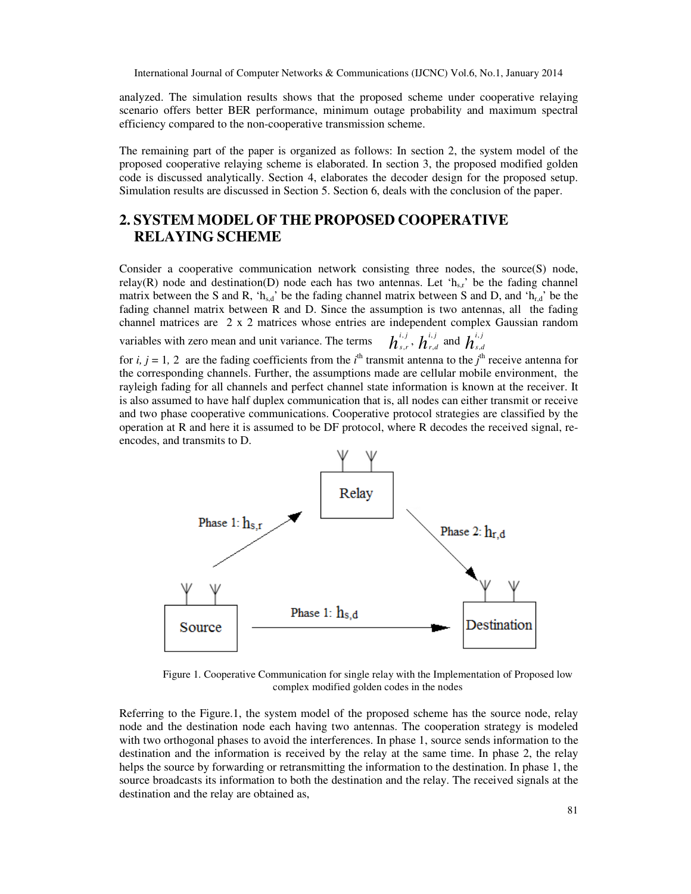analyzed. The simulation results shows that the proposed scheme under cooperative relaying scenario offers better BER performance, minimum outage probability and maximum spectral efficiency compared to the non-cooperative transmission scheme.

The remaining part of the paper is organized as follows: In section 2, the system model of the proposed cooperative relaying scheme is elaborated. In section 3, the proposed modified golden code is discussed analytically. Section 4, elaborates the decoder design for the proposed setup. Simulation results are discussed in Section 5. Section 6, deals with the conclusion of the paper.

## 2. SYSTEM MODEL OF THE PROPOSED COOPERATIVE RELAYING SCHEME

Consider a cooperative communication network consisting three nodes, the source(S) node, relay(R) node and destination(D) node each has two antennas. Let '$h_{s,r}$' be the fading channel matrix between the S and R, '$h_{s,d}$' be the fading channel matrix between S and D, and '$h_{r,d}$' be the fading channel matrix between R and D. Since the assumption is two antennas, all the fading channel matrices are 2 x 2 matrices whose entries are independent complex Gaussian random variables with zero mean and unit variance. The terms $h_{s,r}^{i,j}$, $h_{r,d}^{i,j}$ and $h_{s,d}^{i,j}$ for $i, j$ = 1, 2 are the fading coefficients from the $i^{th}$ transmit antenna to the $j^{th}$ receive antenna for the corresponding channels. Further, the assumptions made are cellular mobile environment, the rayleigh fading for all channels and perfect channel state information is known at the receiver. It is also assumed to have half duplex communication that is, all nodes can either transmit or receive and two phase cooperative communications. Cooperative protocol strategies are classified by the operation at R and here it is assumed to be DF protocol, where R decodes the received signal, re-encodes, and transmits to D.

Figure 1. Cooperative Communication for single relay with the Implementation of Proposed low complex modified golden codes in the nodes

Referring to the Figure.1, the system model of the proposed scheme has the source node, relay node and the destination node each having two antennas. The cooperation strategy is modeled with two orthogonal phases to avoid the interferences. In phase 1, source sends information to the destination and the information is received by the relay at the same time. In phase 2, the relay helps the source by forwarding or retransmitting the information to the destination. In phase 1, the source broadcasts its information to both the destination and the relay. The received signals at the destination and the relay are obtained as,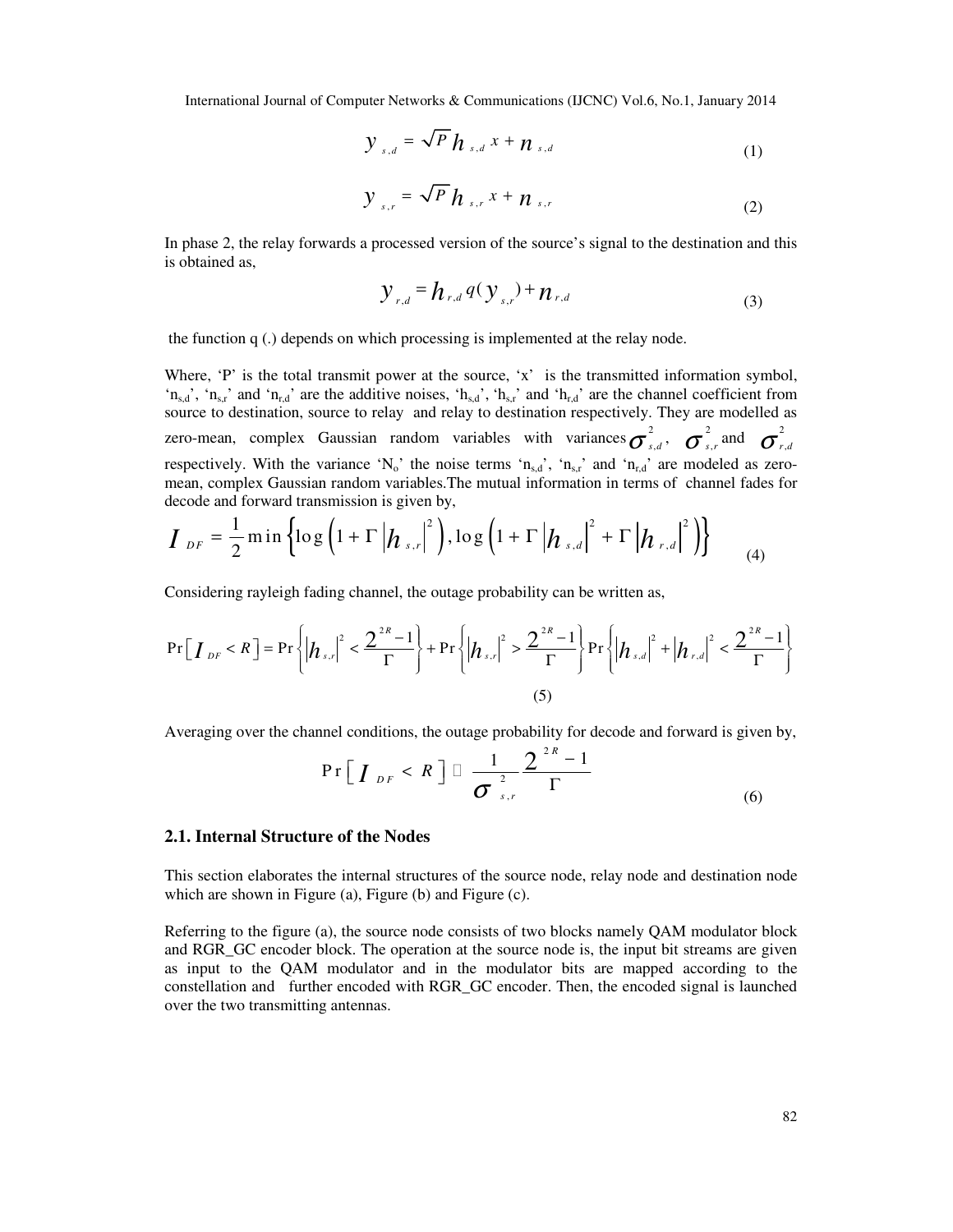$$y_{s,d} = \sqrt{P}\, h_{s,d}\, x + n_{s,d} \tag{1}$$

$$y_{s,r} = \sqrt{P}\, h_{s,r}\, x + n_{s,r} \tag{2}$$

In phase 2, the relay forwards a processed version of the source's signal to the destination and this is obtained as,

$$y_{r,d} = h_{r,d}\, q(y_{s,r}) + n_{r,d} \tag{3}$$

the function q (.) depends on which processing is implemented at the relay node.

Where, 'P' is the total transmit power at the source, 'x' is the transmitted information symbol, '$n_{s,d}$', '$n_{s,r}$' and '$n_{r,d}$' are the additive noises, '$h_{s,d}$', '$h_{s,r}$' and '$h_{r,d}$' are the channel coefficient from source to destination, source to relay and relay to destination respectively. They are modelled as zero-mean, complex Gaussian random variables with variances $\sigma^2_{s,d}$, $\sigma^2_{s,r}$ and $\sigma^2_{r,d}$ respectively. With the variance '$N_o$' the noise terms '$n_{s,d}$', '$n_{s,r}$' and '$n_{r,d}$' are modeled as zero-mean, complex Gaussian random variables.The mutual information in terms of channel fades for decode and forward transmission is given by,

$$I_{DF} = \frac{1}{2}\min\left\{\log\left(1+\Gamma\left|h_{s,r}\right|^2\right), \log\left(1+\Gamma\left|h_{s,d}\right|^2 + \Gamma\left|h_{r,d}\right|^2\right)\right\} \tag{4}$$

Considering rayleigh fading channel, the outage probability can be written as,

$$\Pr\left[I_{DF} < R\right] = \Pr\left\{\left|h_{s,r}\right|^2 < \frac{2^{2R}-1}{\Gamma}\right\} + \Pr\left\{\left|h_{s,r}\right|^2 > \frac{2^{2R}-1}{\Gamma}\right\}\Pr\left\{\left|h_{s,d}\right|^2 + \left|h_{r,d}\right|^2 < \frac{2^{2R}-1}{\Gamma}\right\} \tag{5}$$

Averaging over the channel conditions, the outage probability for decode and forward is given by,

$$\Pr\left[I_{DF} < R\right] \approx \frac{1}{\sigma^2_{s,r}}\frac{2^{2R}-1}{\Gamma} \tag{6}$$

### 2.1. Internal Structure of the Nodes

This section elaborates the internal structures of the source node, relay node and destination node which are shown in Figure (a), Figure (b) and Figure (c).

Referring to the figure (a), the source node consists of two blocks namely QAM modulator block and RGR_GC encoder block. The operation at the source node is, the input bit streams are given as input to the QAM modulator and in the modulator bits are mapped according to the constellation and further encoded with RGR_GC encoder. Then, the encoded signal is launched over the two transmitting antennas.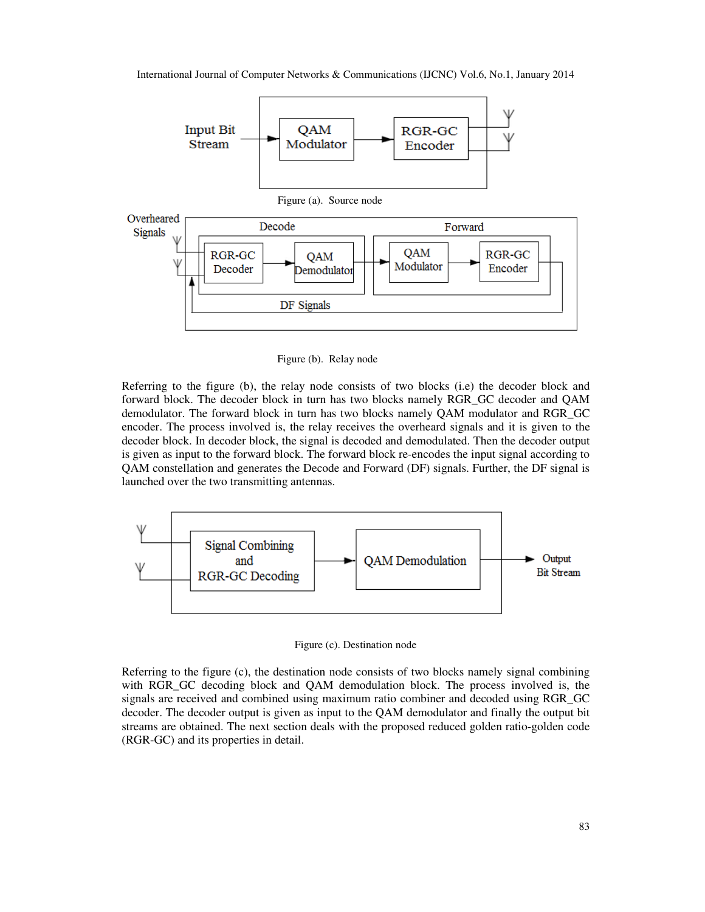Figure (a). Source node

Figure (b). Relay node

Referring to the figure (b), the relay node consists of two blocks (i.e) the decoder block and forward block. The decoder block in turn has two blocks namely RGR_GC decoder and QAM demodulator. The forward block in turn has two blocks namely QAM modulator and RGR_GC encoder. The process involved is, the relay receives the overheard signals and it is given to the decoder block. In decoder block, the signal is decoded and demodulated. Then the decoder output is given as input to the forward block. The forward block re-encodes the input signal according to QAM constellation and generates the Decode and Forward (DF) signals. Further, the DF signal is launched over the two transmitting antennas.

Figure (c). Destination node

Referring to the figure (c), the destination node consists of two blocks namely signal combining with RGR_GC decoding block and QAM demodulation block. The process involved is, the signals are received and combined using maximum ratio combiner and decoded using RGR_GC decoder. The decoder output is given as input to the QAM demodulator and finally the output bit streams are obtained. The next section deals with the proposed reduced golden ratio-golden code (RGR-GC) and its properties in detail.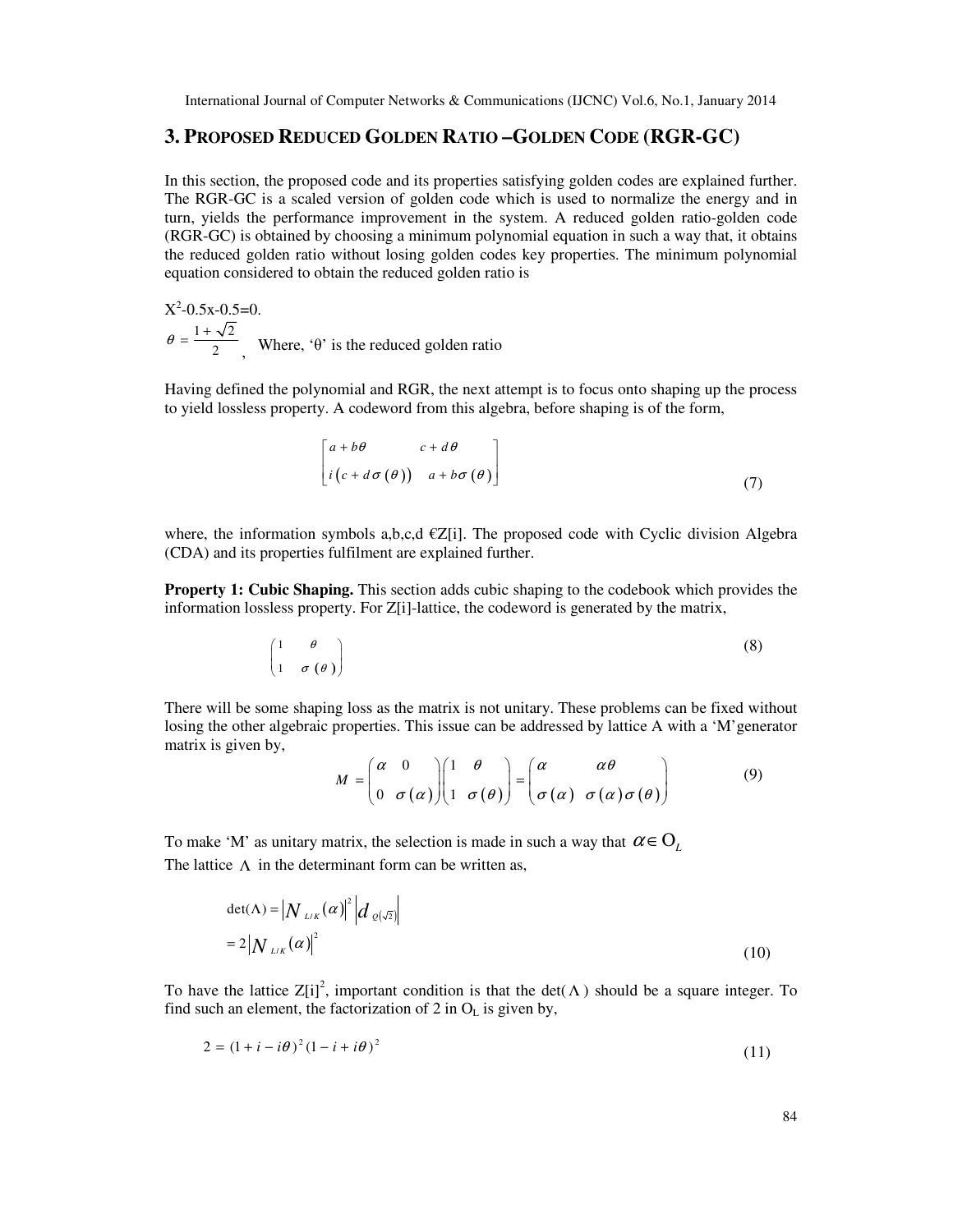## 3. PROPOSED REDUCED GOLDEN RATIO –GOLDEN CODE (RGR-GC)

In this section, the proposed code and its properties satisfying golden codes are explained further. The RGR-GC is a scaled version of golden code which is used to normalize the energy and in turn, yields the performance improvement in the system. A reduced golden ratio-golden code (RGR-GC) is obtained by choosing a minimum polynomial equation in such a way that, it obtains the reduced golden ratio without losing golden codes key properties. The minimum polynomial equation considered to obtain the reduced golden ratio is

$X^2$-0.5x-0.5=0.

$\theta = \frac{1+\sqrt{2}}{2}$, Where, ‘θ’ is the reduced golden ratio

Having defined the polynomial and RGR, the next attempt is to focus onto shaping up the process to yield lossless property. A codeword from this algebra, before shaping is of the form,

$$\begin{bmatrix} a+b\theta & c+d\theta \\ i\left(c+d\sigma(\theta)\right) & a+b\sigma(\theta) \end{bmatrix} \tag{7}$$

where, the information symbols a,b,c,d €Z[i]. The proposed code with Cyclic division Algebra (CDA) and its properties fulfilment are explained further.

**Property 1: Cubic Shaping.** This section adds cubic shaping to the codebook which provides the information lossless property. For Z[i]-lattice, the codeword is generated by the matrix,

$$\begin{pmatrix} 1 & \theta \\ 1 & \sigma(\theta) \end{pmatrix} \tag{8}$$

There will be some shaping loss as the matrix is not unitary. These problems can be fixed without losing the other algebraic properties. This issue can be addressed by lattice A with a ‘M’generator matrix is given by,

$$M = \begin{pmatrix} \alpha & 0 \\ 0 & \sigma(\alpha) \end{pmatrix} \begin{pmatrix} 1 & \theta \\ 1 & \sigma(\theta) \end{pmatrix} = \begin{pmatrix} \alpha & \alpha\theta \\ \sigma(\alpha) & \sigma(\alpha)\sigma(\theta) \end{pmatrix} \tag{9}$$

To make ‘M’ as unitary matrix, the selection is made in such a way that $\alpha \in O_L$

The lattice $\Lambda$ in the determinant form can be written as,

$$\det(\Lambda) = \left|N_{L/K}(\alpha)\right|^2 \left|d_{Q(\sqrt{2})}\right| = 2\left|N_{L/K}(\alpha)\right|^2 \tag{10}$$

To have the lattice $Z[i]^2$, important condition is that the det($\Lambda$) should be a square integer. To find such an element, the factorization of 2 in $O_L$ is given by,

$$2 = (1+i-i\theta)^2(1-i+i\theta)^2 \tag{11}$$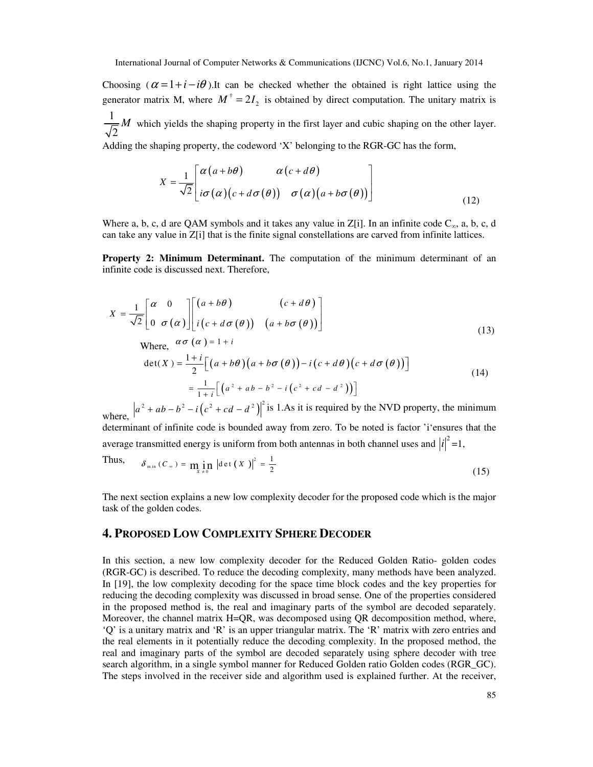Choosing ($\alpha = 1 + i - i\theta$).It can be checked whether the obtained is right lattice using the generator matrix M, where $M^{\dagger} = 2I_2$ is obtained by direct computation. The unitary matrix is $\frac{1}{\sqrt{2}}M$ which yields the shaping property in the first layer and cubic shaping on the other layer. Adding the shaping property, the codeword 'X' belonging to the RGR-GC has the form,

$$X = \frac{1}{\sqrt{2}} \begin{bmatrix} \alpha(a + b\theta) & \alpha(c + d\theta) \\ i\sigma(\alpha)(c + d\sigma(\theta)) & \sigma(\alpha)(a + b\sigma(\theta)) \end{bmatrix} \tag{12}$$

Where a, b, c, d are QAM symbols and it takes any value in Z[i]. In an infinite code $C_\infty$, a, b, c, d can take any value in Z[i] that is the finite signal constellations are carved from infinite lattices.

**Property 2: Minimum Determinant.** The computation of the minimum determinant of an infinite code is discussed next. Therefore,

$$X = \frac{1}{\sqrt{2}} \begin{bmatrix} \alpha & 0 \\ 0 & \sigma(\alpha) \end{bmatrix} \begin{bmatrix} (a + b\theta) & (c + d\theta) \\ i(c + d\sigma(\theta)) & (a + b\sigma(\theta)) \end{bmatrix} \tag{13}$$

Where, $\alpha\sigma(\alpha) = 1 + i$

$$\begin{aligned} \det(X) &= \frac{1+i}{2}\left[(a + b\theta)(a + b\sigma(\theta)) - i(c + d\theta)(c + d\sigma(\theta))\right] \\ &= \frac{1}{1+i}\left[\left(a^2 + ab - b^2 - i\left(c^2 + cd - d^2\right)\right)\right] \end{aligned} \tag{14}$$

where, $\left|a^2 + ab - b^2 - i\left(c^2 + cd - d^2\right)\right|^2$ is 1.As it is required by the NVD property, the minimum determinant of infinite code is bounded away from zero. To be noted is factor 'i'ensures that the average transmitted energy is uniform from both antennas in both channel uses and $|i|^2 = 1$,

Thus, $$\delta_{\min}(C_\infty) = \min_{X \neq 0} |\det(X)|^2 = \frac{1}{2} \tag{15}$$

The next section explains a new low complexity decoder for the proposed code which is the major task of the golden codes.

## 4. Proposed Low Complexity Sphere Decoder

In this section, a new low complexity decoder for the Reduced Golden Ratio- golden codes (RGR-GC) is described. To reduce the decoding complexity, many methods have been analyzed. In [19], the low complexity decoding for the space time block codes and the key properties for reducing the decoding complexity was discussed in broad sense. One of the properties considered in the proposed method is, the real and imaginary parts of the symbol are decoded separately. Moreover, the channel matrix H=QR, was decomposed using QR decomposition method, where, 'Q' is a unitary matrix and 'R' is an upper triangular matrix. The 'R' matrix with zero entries and the real elements in it potentially reduce the decoding complexity. In the proposed method, the real and imaginary parts of the symbol are decoded separately using sphere decoder with tree search algorithm, in a single symbol manner for Reduced Golden ratio Golden codes (RGR_GC). The steps involved in the receiver side and algorithm used is explained further. At the receiver,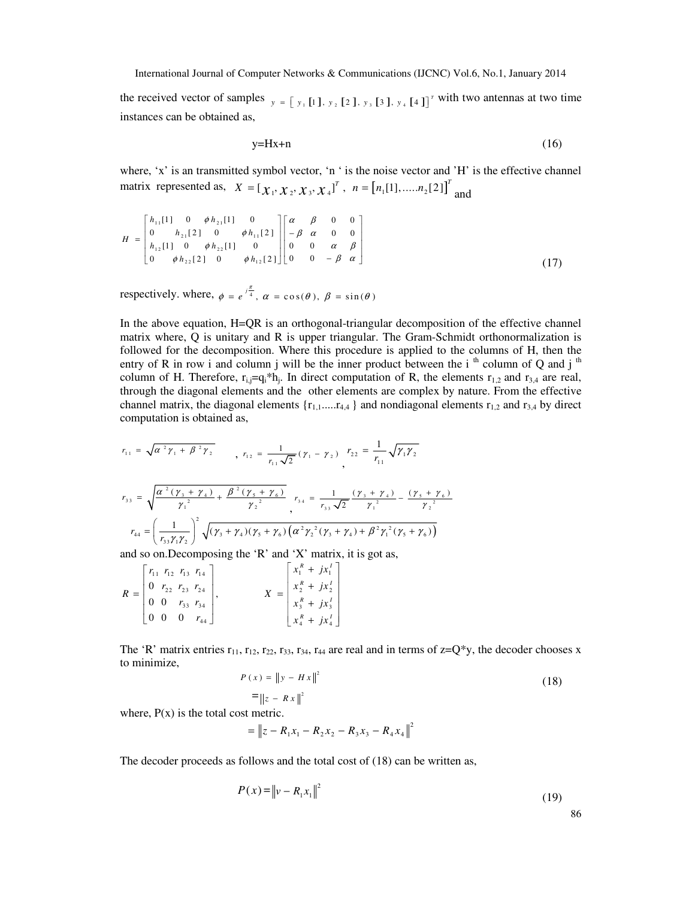the received vector of samples $y = [y_1[1], y_2[2], y_3[3], y_4[4]]^T$ with two antennas at two time instances can be obtained as,

$$y = Hx + n \tag{16}$$

where, 'x' is an transmitted symbol vector, 'n ' is the noise vector and 'H' is the effective channel matrix represented as, $X = [x_1, x_2, x_3, x_4]^T$ , $n = [n_1[1], .....n_2[2]]^T$ and

$$H = \begin{bmatrix} h_{11}[1] & 0 & \phi h_{21}[1] & 0 \\ 0 & h_{21}[2] & 0 & \phi h_{11}[2] \\ h_{12}[1] & 0 & \phi h_{22}[1] & 0 \\ 0 & \phi h_{22}[2] & 0 & \phi h_{12}[2] \end{bmatrix} \begin{bmatrix} \alpha & \beta & 0 & 0 \\ -\beta & \alpha & 0 & 0 \\ 0 & 0 & \alpha & \beta \\ 0 & 0 & -\beta & \alpha \end{bmatrix} \tag{17}$$

respectively. where, $\phi = e^{j\frac{\pi}{4}}$, $\alpha = \cos(\theta)$, $\beta = \sin(\theta)$

In the above equation, H=QR is an orthogonal-triangular decomposition of the effective channel matrix where, Q is unitary and R is upper triangular. The Gram-Schmidt orthonormalization is followed for the decomposition. Where this procedure is applied to the columns of H, then the entry of R in row i and column j will be the inner product between the i [th] column of Q and j [th] column of H. Therefore, $r_{i,j}=q_i^*h_j$. In direct computation of R, the elements $r_{1,2}$ and $r_{3,4}$ are real, through the diagonal elements and the other elements are complex by nature. From the effective channel matrix, the diagonal elements $\{r_{1,1}.....r_{4,4}\}$ and nondiagonal elements $r_{1,2}$ and $r_{3,4}$ by direct computation is obtained as,

$$r_{11} = \sqrt{\alpha^2\gamma_1 + \beta^2\gamma_2}, \quad r_{12} = \frac{1}{r_{11}\sqrt{2}}(\gamma_1 - \gamma_2), \quad r_{22} = \frac{1}{r_{11}}\sqrt{\gamma_1\gamma_2}$$

$$r_{33} = \sqrt{\frac{\alpha^2(\gamma_3 + \gamma_4)}{\gamma_1^2} + \frac{\beta^2(\gamma_5 + \gamma_6)}{\gamma_2^2}}, \quad r_{34} = \frac{1}{r_{33}\sqrt{2}}\frac{(\gamma_3 + \gamma_4)}{\gamma_1^2} - \frac{(\gamma_5 + \gamma_6)}{\gamma_2^2}$$

$$r_{44} = \left(\frac{1}{r_{33}\gamma_1\gamma_2}\right)^2 \sqrt{(\gamma_3 + \gamma_4)(\gamma_5 + \gamma_6)\left(\alpha^2\gamma_2^2(\gamma_3 + \gamma_4) + \beta^2\gamma_1^2(\gamma_5 + \gamma_6)\right)}$$

and so on.Decomposing the 'R' and 'X' matrix, it is got as,

$$R = \begin{bmatrix} r_{11} & r_{12} & r_{13} & r_{14} \\ 0 & r_{22} & r_{23} & r_{24} \\ 0 & 0 & r_{33} & r_{34} \\ 0 & 0 & 0 & r_{44} \end{bmatrix}, \qquad X = \begin{bmatrix} x_1^R + jx_1^I \\ x_2^R + jx_2^I \\ x_3^R + jx_3^I \\ x_4^R + jx_4^I \end{bmatrix}$$

The 'R' matrix entries $r_{11}$, $r_{12}$, $r_{22}$, $r_{33}$, $r_{34}$, $r_{44}$ are real and in terms of $z=Q^*y$, the decoder chooses x to minimize,

$$P(x) = \|y - Hx\|^2 \tag{18}$$

$$= \|z - Rx\|^2$$

where, P(x) is the total cost metric.

$$= \|z - R_1x_1 - R_2x_2 - R_3x_3 - R_4x_4\|^2$$

The decoder proceeds as follows and the total cost of (18) can be written as,

$$P(x) = \|v - R_1x_1\|^2 \tag{19}$$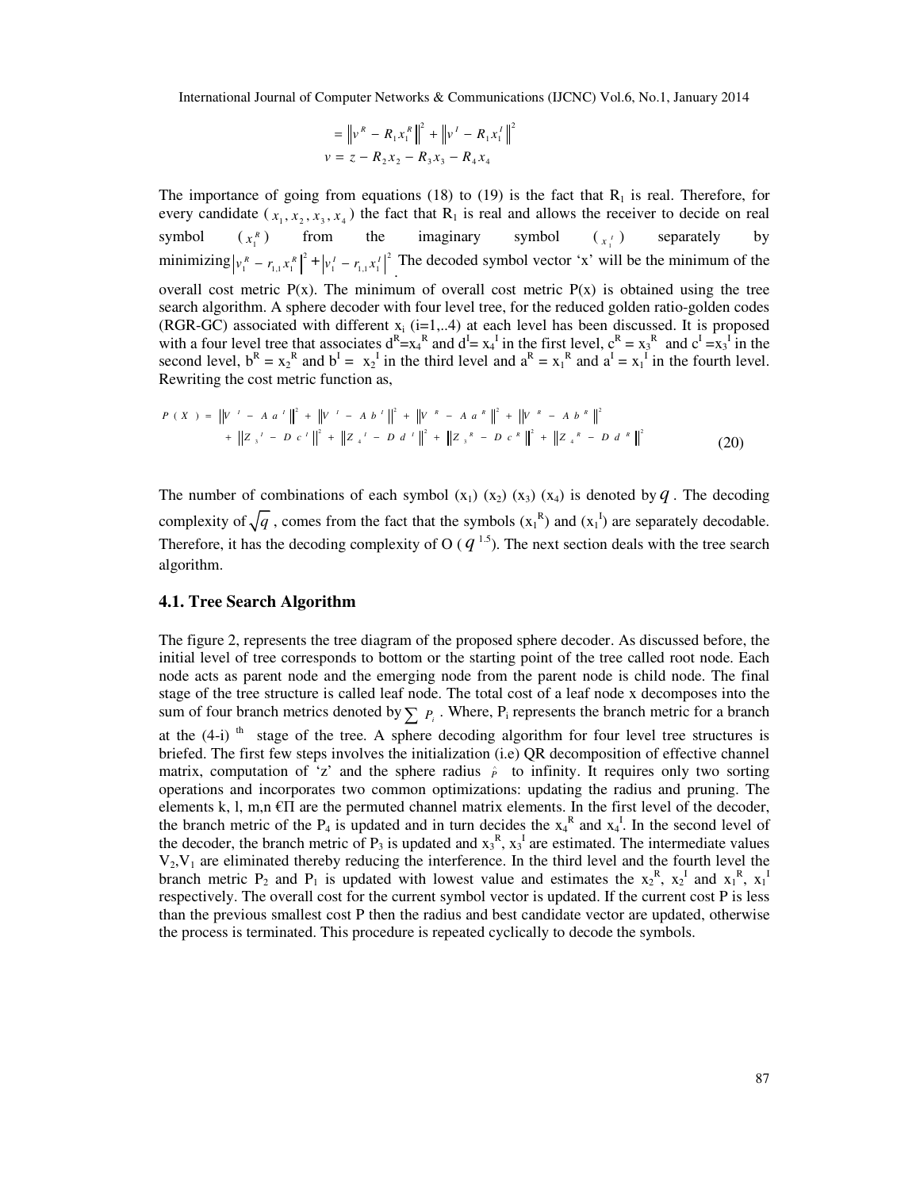$$= \left\| v^R - R_1 x_1^R \right\|^2 + \left\| v^I - R_1 x_1^I \right\|^2$$

$$v = z - R_2 x_2 - R_3 x_3 - R_4 x_4$$

The importance of going from equations (18) to (19) is the fact that $R_1$ is real. Therefore, for every candidate ( $x_1, x_2, x_3, x_4$ ) the fact that $R_1$ is real and allows the receiver to decide on real symbol ( $x_1^R$ ) from the imaginary symbol ( $x_1^I$ ) separately by minimizing $\left| v_1^R - r_{1,1} x_1^R \right|^2 + \left| v_1^I - r_{1,1} x_1^I \right|^2$. The decoded symbol vector 'x' will be the minimum of the overall cost metric P(x). The minimum of overall cost metric P(x) is obtained using the tree search algorithm. A sphere decoder with four level tree, for the reduced golden ratio-golden codes (RGR-GC) associated with different $x_i$ (i=1,..4) at each level has been discussed. It is proposed with a four level tree that associates $d^R = x_4^R$ and $d^I = x_4^I$ in the first level, $c^R = x_3^R$ and $c^I = x_3^I$ in the second level, $b^R = x_2^R$ and $b^I = x_2^I$ in the third level and $a^R = x_1^R$ and $a^I = x_1^I$ in the fourth level. Rewriting the cost metric function as,

$$P(X) = \left\| V^I - A a^I \right\|^2 + \left\| V^I - A b^I \right\|^2 + \left\| V^R - A a^R \right\|^2 + \left\| V^R - A b^R \right\|^2 + \left\| Z_3^I - D c^I \right\|^2 + \left\| Z_4^I - D d^I \right\|^2 + \left\| Z_3^R - D c^R \right\|^2 + \left\| Z_4^R - D d^R \right\|^2 \tag{20}$$

The number of combinations of each symbol ($x_1$) ($x_2$) ($x_3$) ($x_4$) is denoted by $q$. The decoding complexity of $\sqrt{q}$, comes from the fact that the symbols ($x_1^R$) and ($x_1^I$) are separately decodable. Therefore, it has the decoding complexity of O ( $q^{1.5}$). The next section deals with the tree search algorithm.

### 4.1. Tree Search Algorithm

The figure 2, represents the tree diagram of the proposed sphere decoder. As discussed before, the initial level of tree corresponds to bottom or the starting point of the tree called root node. Each node acts as parent node and the emerging node from the parent node is child node. The final stage of the tree structure is called leaf node. The total cost of a leaf node x decomposes into the sum of four branch metrics denoted by $\sum P_i$. Where, $P_i$ represents the branch metric for a branch at the (4-i) [th] stage of the tree. A sphere decoding algorithm for four level tree structures is briefed. The first few steps involves the initialization (i.e) QR decomposition of effective channel matrix, computation of 'z' and the sphere radius $\hat{P}$ to infinity. It requires only two sorting operations and incorporates two common optimizations: updating the radius and pruning. The elements k, l, m,n €Π are the permuted channel matrix elements. In the first level of the decoder, the branch metric of the $P_4$ is updated and in turn decides the $x_4^R$ and $x_4^I$. In the second level of the decoder, the branch metric of $P_3$ is updated and $x_3^R$, $x_3^I$ are estimated. The intermediate values $V_2$,$V_1$ are eliminated thereby reducing the interference. In the third level and the fourth level the branch metric $P_2$ and $P_1$ is updated with lowest value and estimates the $x_2^R$, $x_2^I$ and $x_1^R$, $x_1^I$ respectively. The overall cost for the current symbol vector is updated. If the current cost P is less than the previous smallest cost P then the radius and best candidate vector are updated, otherwise the process is terminated. This procedure is repeated cyclically to decode the symbols.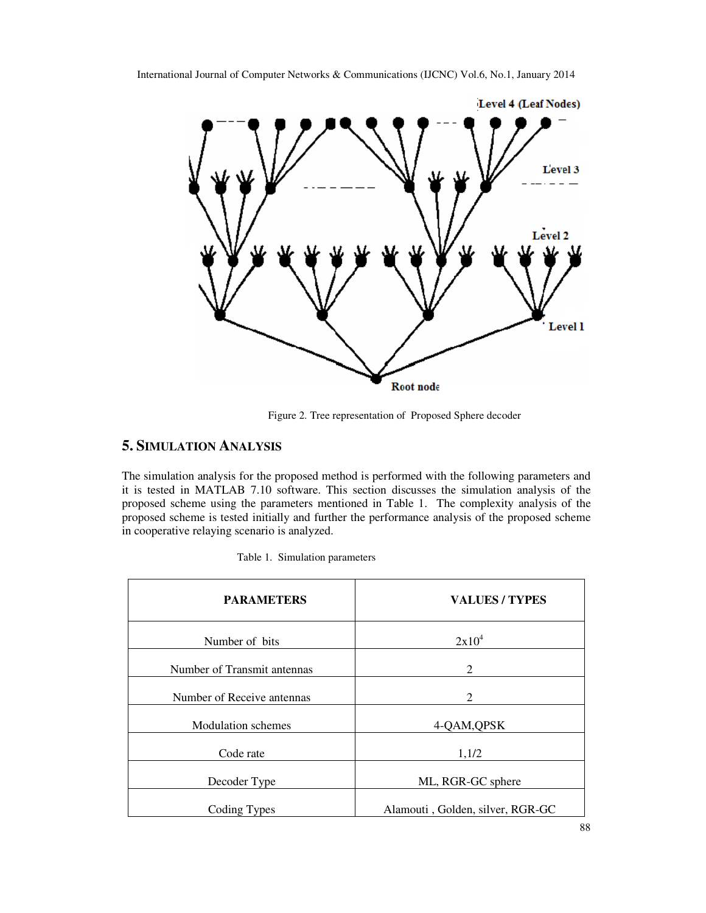Figure 2. Tree representation of Proposed Sphere decoder

## 5. SIMULATION ANALYSIS

The simulation analysis for the proposed method is performed with the following parameters and it is tested in MATLAB 7.10 software. This section discusses the simulation analysis of the proposed scheme using the parameters mentioned in Table 1. The complexity analysis of the proposed scheme is tested initially and further the performance analysis of the proposed scheme in cooperative relaying scenario is analyzed.

Table 1. Simulation parameters

| PARAMETERS | VALUES / TYPES |
|---|---|
| Number of bits | $2x10^4$ |
| Number of Transmit antennas | 2 |
| Number of Receive antennas | 2 |
| Modulation schemes | 4-QAM,QPSK |
| Code rate | 1,1/2 |
| Decoder Type | ML, RGR-GC sphere |
| Coding Types | Alamouti , Golden, silver, RGR-GC |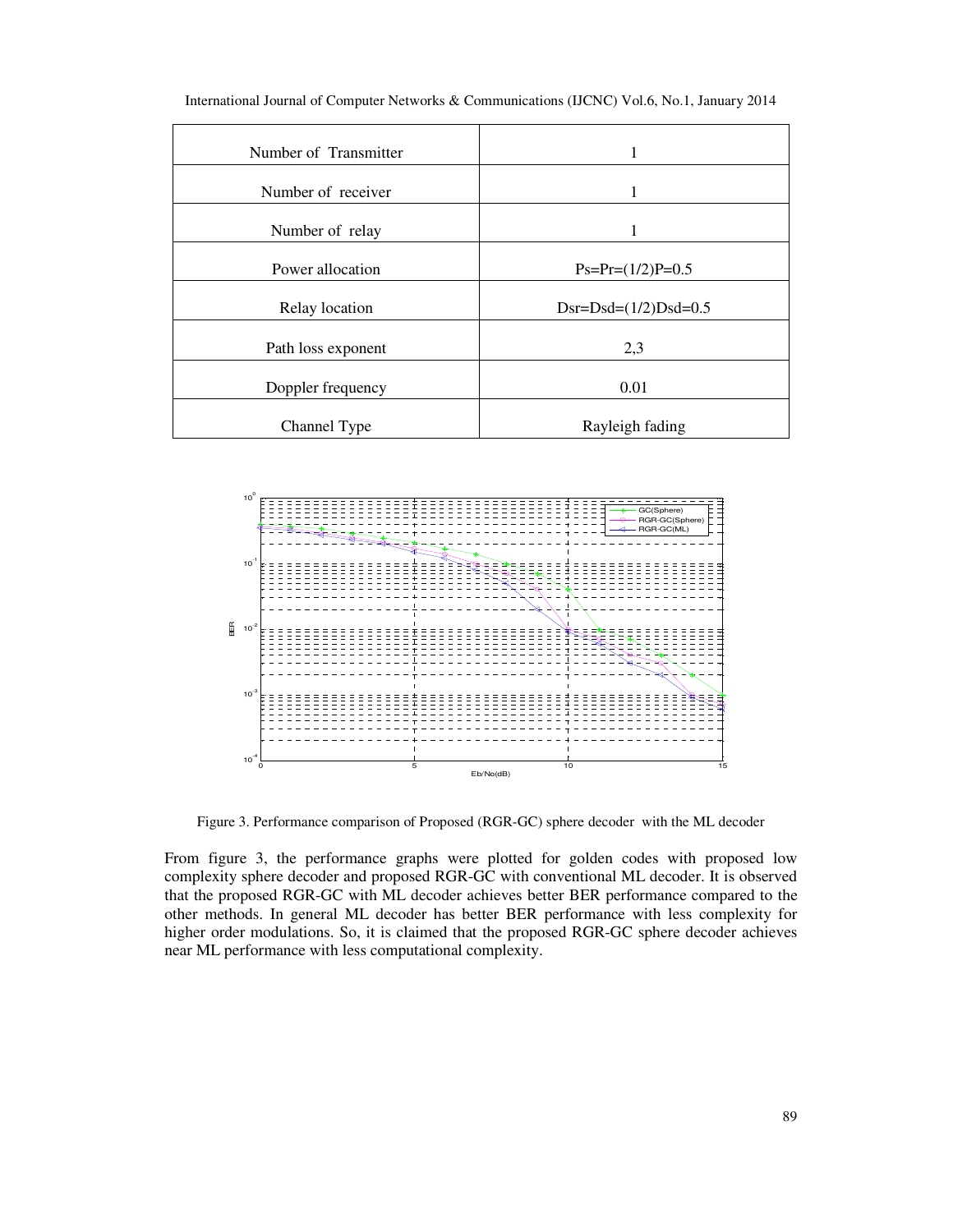| Number of Transmitter | 1 |
|---|---|
| Number of receiver | 1 |
| Number of relay | 1 |
| Power allocation | Ps=Pr=(1/2)P=0.5 |
| Relay location | Dsr=Dsd=(1/2)Dsd=0.5 |
| Path loss exponent | 2,3 |
| Doppler frequency | 0.01 |
| Channel Type | Rayleigh fading |

Figure 3. Performance comparison of Proposed (RGR-GC) sphere decoder with the ML decoder

From figure 3, the performance graphs were plotted for golden codes with proposed low complexity sphere decoder and proposed RGR-GC with conventional ML decoder. It is observed that the proposed RGR-GC with ML decoder achieves better BER performance compared to the other methods. In general ML decoder has better BER performance with less complexity for higher order modulations. So, it is claimed that the proposed RGR-GC sphere decoder achieves near ML performance with less computational complexity.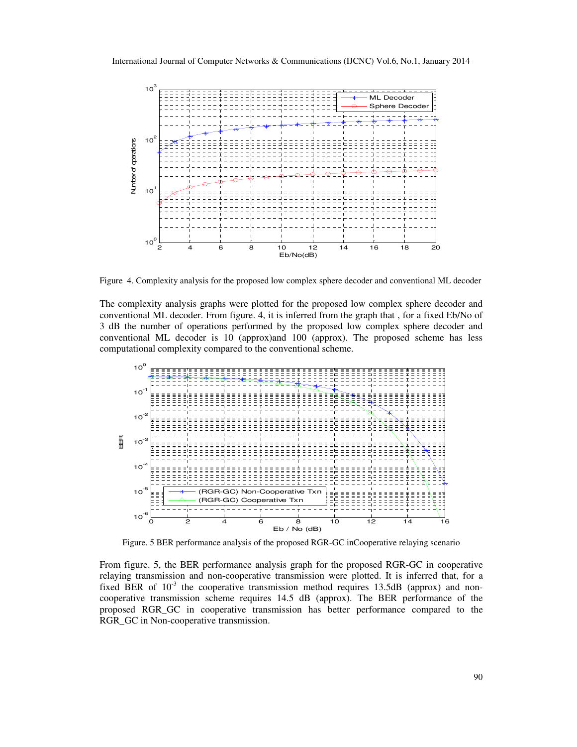Figure 4. Complexity analysis for the proposed low complex sphere decoder and conventional ML decoder

The complexity analysis graphs were plotted for the proposed low complex sphere decoder and conventional ML decoder. From figure. 4, it is inferred from the graph that , for a fixed Eb/No of 3 dB the number of operations performed by the proposed low complex sphere decoder and conventional ML decoder is 10 (approx)and 100 (approx). The proposed scheme has less computational complexity compared to the conventional scheme.

Figure. 5 BER performance analysis of the proposed RGR-GC inCooperative relaying scenario

From figure. 5, the BER performance analysis graph for the proposed RGR-GC in cooperative relaying transmission and non-cooperative transmission were plotted. It is inferred that, for a fixed BER of $10^{-3}$ the cooperative transmission method requires 13.5dB (approx) and non-cooperative transmission scheme requires 14.5 dB (approx). The BER performance of the proposed RGR_GC in cooperative transmission has better performance compared to the RGR_GC in Non-cooperative transmission.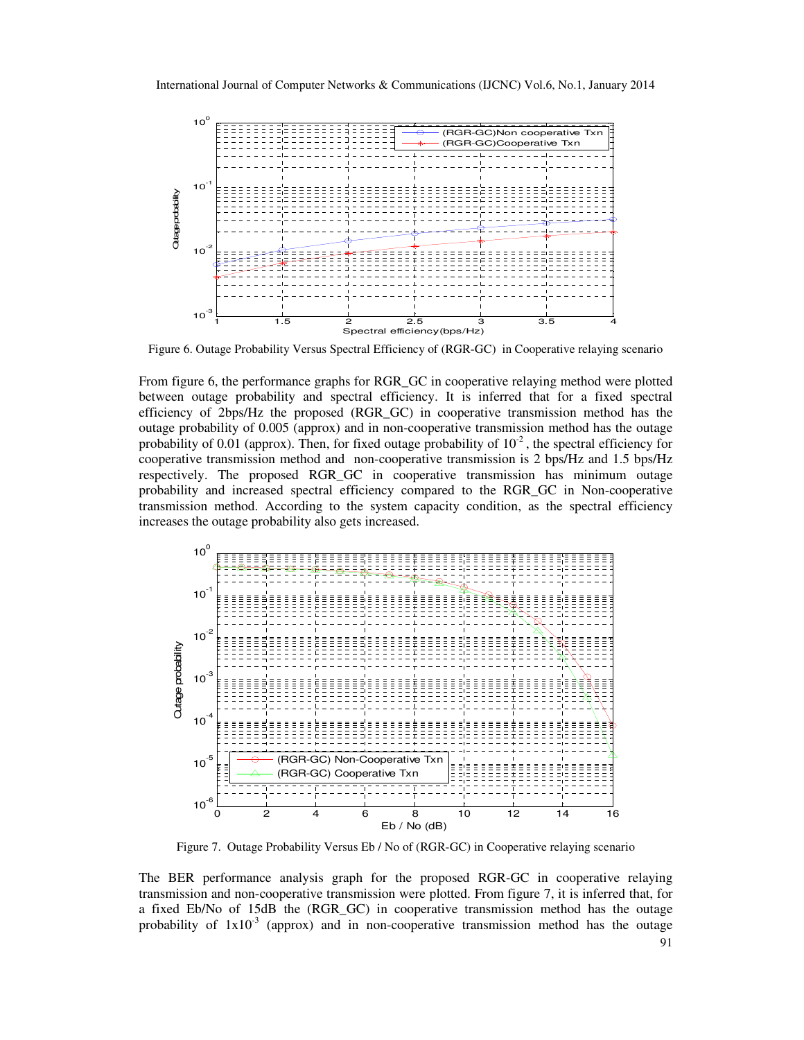Figure 6. Outage Probability Versus Spectral Efficiency of (RGR-GC) in Cooperative relaying scenario

From figure 6, the performance graphs for RGR_GC in cooperative relaying method were plotted between outage probability and spectral efficiency. It is inferred that for a fixed spectral efficiency of 2bps/Hz the proposed (RGR_GC) in cooperative transmission method has the outage probability of 0.005 (approx) and in non-cooperative transmission method has the outage probability of 0.01 (approx). Then, for fixed outage probability of $10^{-2}$ , the spectral efficiency for cooperative transmission method and non-cooperative transmission is 2 bps/Hz and 1.5 bps/Hz respectively. The proposed RGR_GC in cooperative transmission has minimum outage probability and increased spectral efficiency compared to the RGR_GC in Non-cooperative transmission method. According to the system capacity condition, as the spectral efficiency increases the outage probability also gets increased.

Figure 7. Outage Probability Versus Eb / No of (RGR-GC) in Cooperative relaying scenario

The BER performance analysis graph for the proposed RGR-GC in cooperative relaying transmission and non-cooperative transmission were plotted. From figure 7, it is inferred that, for a fixed Eb/No of 15dB the (RGR_GC) in cooperative transmission method has the outage probability of $1 \times 10^{-3}$ (approx) and in non-cooperative transmission method has the outage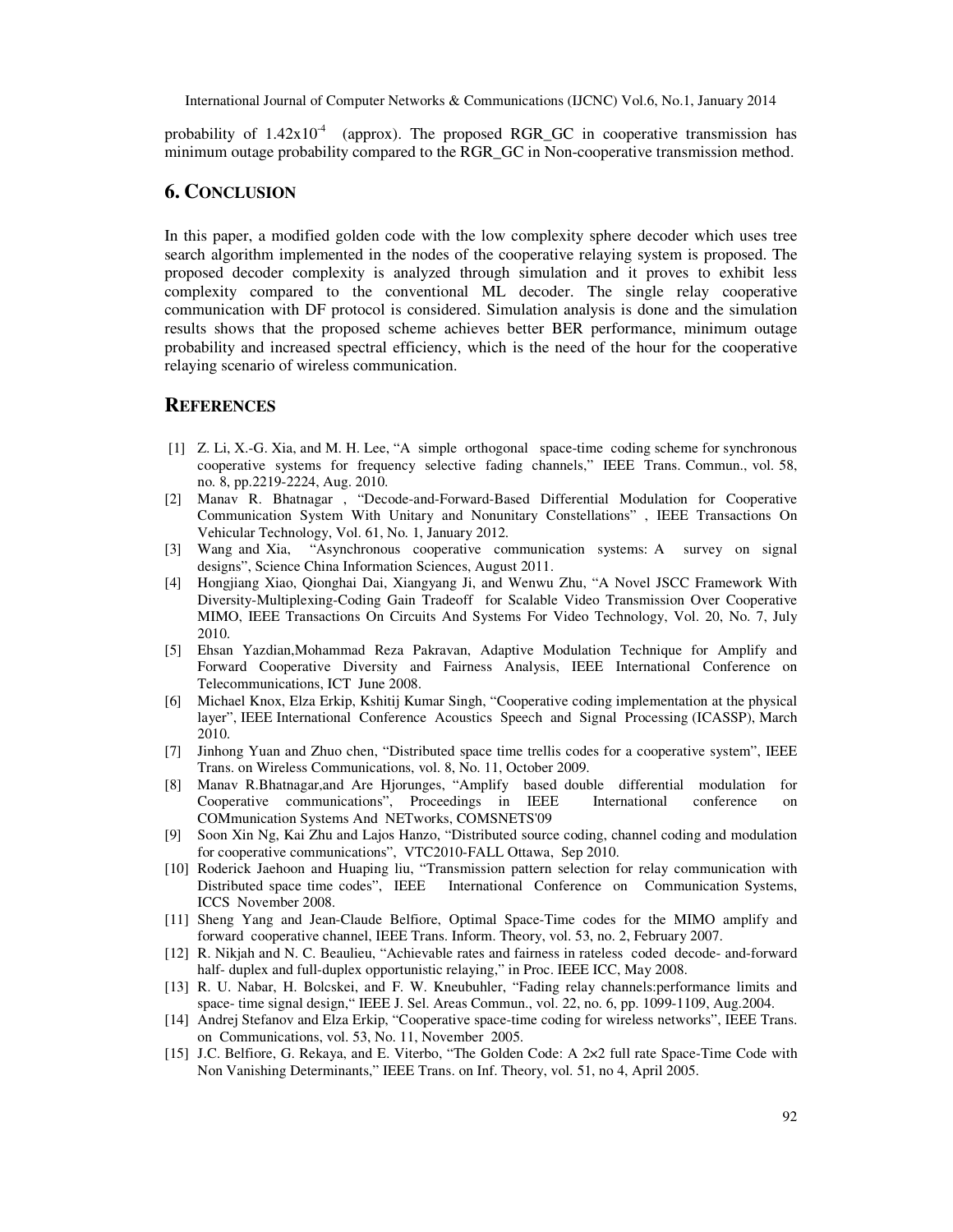probability of $1.42x10^{-4}$ (approx). The proposed RGR_GC in cooperative transmission has minimum outage probability compared to the RGR_GC in Non-cooperative transmission method.

## 6. CONCLUSION

In this paper, a modified golden code with the low complexity sphere decoder which uses tree search algorithm implemented in the nodes of the cooperative relaying system is proposed. The proposed decoder complexity is analyzed through simulation and it proves to exhibit less complexity compared to the conventional ML decoder. The single relay cooperative communication with DF protocol is considered. Simulation analysis is done and the simulation results shows that the proposed scheme achieves better BER performance, minimum outage probability and increased spectral efficiency, which is the need of the hour for the cooperative relaying scenario of wireless communication.

## REFERENCES

[1] Z. Li, X.-G. Xia, and M. H. Lee, "A simple orthogonal space-time coding scheme for synchronous cooperative systems for frequency selective fading channels," IEEE Trans. Commun., vol. 58, no. 8, pp.2219-2224, Aug. 2010.

[2] Manav R. Bhatnagar , "Decode-and-Forward-Based Differential Modulation for Cooperative Communication System With Unitary and Nonunitary Constellations" , IEEE Transactions On Vehicular Technology, Vol. 61, No. 1, January 2012.

[3] Wang and Xia, "Asynchronous cooperative communication systems: A survey on signal designs", Science China Information Sciences, August 2011.

[4] Hongjiang Xiao, Qionghai Dai, Xiangyang Ji, and Wenwu Zhu, "A Novel JSCC Framework With Diversity-Multiplexing-Coding Gain Tradeoff for Scalable Video Transmission Over Cooperative MIMO, IEEE Transactions On Circuits And Systems For Video Technology, Vol. 20, No. 7, July 2010.

[5] Ehsan Yazdian,Mohammad Reza Pakravan, Adaptive Modulation Technique for Amplify and Forward Cooperative Diversity and Fairness Analysis, IEEE International Conference on Telecommunications, ICT June 2008.

[6] Michael Knox, Elza Erkip, Kshitij Kumar Singh, "Cooperative coding implementation at the physical layer", IEEE International Conference Acoustics Speech and Signal Processing (ICASSP), March 2010.

[7] Jinhong Yuan and Zhuo chen, "Distributed space time trellis codes for a cooperative system", IEEE Trans. on Wireless Communications, vol. 8, No. 11, October 2009.

[8] Manav R.Bhatnagar,and Are Hjorunges, "Amplify based double differential modulation for Cooperative communications", Proceedings in IEEE International conference on COMmunication Systems And NETworks, COMSNETS'09

[9] Soon Xin Ng, Kai Zhu and Lajos Hanzo, "Distributed source coding, channel coding and modulation for cooperative communications", VTC2010-FALL Ottawa, Sep 2010.

[10] Roderick Jaehoon and Huaping liu, "Transmission pattern selection for relay communication with Distributed space time codes", IEEE International Conference on Communication Systems, ICCS November 2008.

[11] Sheng Yang and Jean-Claude Belfiore, Optimal Space-Time codes for the MIMO amplify and forward cooperative channel, IEEE Trans. Inform. Theory, vol. 53, no. 2, February 2007.

[12] R. Nikjah and N. C. Beaulieu, "Achievable rates and fairness in rateless coded decode- and-forward half- duplex and full-duplex opportunistic relaying," in Proc. IEEE ICC, May 2008.

[13] R. U. Nabar, H. Bolcskei, and F. W. Kneubuhler, "Fading relay channels:performance limits and space- time signal design," IEEE J. Sel. Areas Commun., vol. 22, no. 6, pp. 1099-1109, Aug.2004.

[14] Andrej Stefanov and Elza Erkip, "Cooperative space-time coding for wireless networks", IEEE Trans. on Communications, vol. 53, No. 11, November 2005.

[15] J.C. Belfiore, G. Rekaya, and E. Viterbo, "The Golden Code: A 2×2 full rate Space-Time Code with Non Vanishing Determinants," IEEE Trans. on Inf. Theory, vol. 51, no 4, April 2005.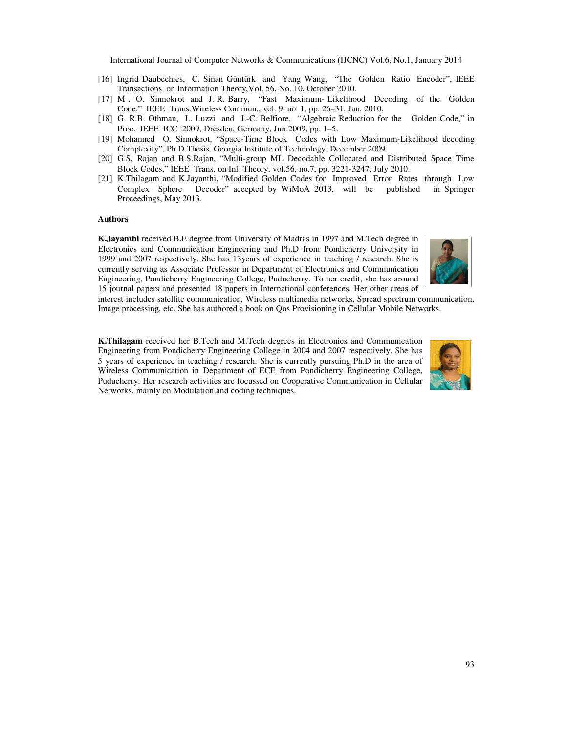[16] Ingrid Daubechies, C. Sinan Güntürk and Yang Wang, "The Golden Ratio Encoder", IEEE Transactions on Information Theory,Vol. 56, No. 10, October 2010.

[17] M . O. Sinnokrot and J. R. Barry, "Fast Maximum- Likelihood Decoding of the Golden Code," IEEE Trans.Wireless Commun., vol. 9, no. 1, pp. 26–31, Jan. 2010.

[18] G. R.B. Othman, L. Luzzi and J.-C. Belfiore, "Algebraic Reduction for the Golden Code," in Proc. IEEE ICC 2009, Dresden, Germany, Jun.2009, pp. 1–5.

[19] Mohanned O. Sinnokrot, "Space-Time Block Codes with Low Maximum-Likelihood decoding Complexity", Ph.D.Thesis, Georgia Institute of Technology, December 2009.

[20] G.S. Rajan and B.S.Rajan, "Multi-group ML Decodable Collocated and Distributed Space Time Block Codes," IEEE Trans. on Inf. Theory, vol.56, no.7, pp. 3221-3247, July 2010.

[21] K.Thilagam and K.Jayanthi, "Modified Golden Codes for Improved Error Rates through Low Complex Sphere Decoder" accepted by WiMoA 2013, will be published in Springer Proceedings, May 2013.

### Authors

**K.Jayanthi** received B.E degree from University of Madras in 1997 and M.Tech degree in Electronics and Communication Engineering and Ph.D from Pondicherry University in 1999 and 2007 respectively. She has 13years of experience in teaching / research. She is currently serving as Associate Professor in Department of Electronics and Communication Engineering, Pondicherry Engineering College, Puducherry. To her credit, she has around 15 journal papers and presented 18 papers in International conferences. Her other areas of interest includes satellite communication, Wireless multimedia networks, Spread spectrum communication, Image processing, etc. She has authored a book on Qos Provisioning in Cellular Mobile Networks.

**K.Thilagam** received her B.Tech and M.Tech degrees in Electronics and Communication Engineering from Pondicherry Engineering College in 2004 and 2007 respectively. She has 5 years of experience in teaching / research. She is currently pursuing Ph.D in the area of Wireless Communication in Department of ECE from Pondicherry Engineering College, Puducherry. Her research activities are focussed on Cooperative Communication in Cellular Networks, mainly on Modulation and coding techniques.